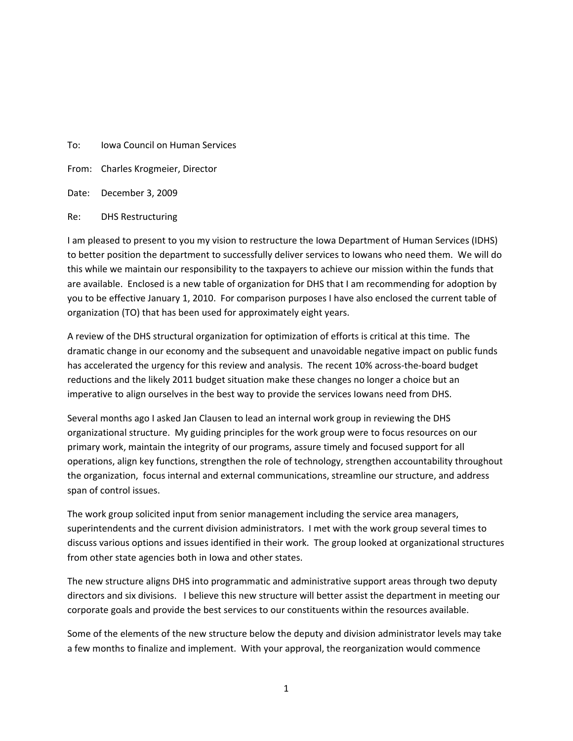To: Iowa Council on Human Services

From: Charles Krogmeier, Director

Date: December 3, 2009

Re: DHS Restructuring

I am pleased to present to you my vision to restructure the Iowa Department of Human Services (IDHS) to better position the department to successfully deliver services to Iowans who need them. We will do this while we maintain our responsibility to the taxpayers to achieve our mission within the funds that are available. Enclosed is a new table of organization for DHS that I am recommending for adoption by you to be effective January 1, 2010. For comparison purposes I have also enclosed the current table of organization (TO) that has been used for approximately eight years.

A review of the DHS structural organization for optimization of efforts is critical at this time. The dramatic change in our economy and the subsequent and unavoidable negative impact on public funds has accelerated the urgency for this review and analysis. The recent 10% across-the-board budget reductions and the likely 2011 budget situation make these changes no longer a choice but an imperative to align ourselves in the best way to provide the services Iowans need from DHS.

Several months ago I asked Jan Clausen to lead an internal work group in reviewing the DHS organizational structure. My guiding principles for the work group were to focus resources on our primary work, maintain the integrity of our programs, assure timely and focused support for all operations, align key functions, strengthen the role of technology, strengthen accountability throughout the organization, focus internal and external communications, streamline our structure, and address span of control issues.

The work group solicited input from senior management including the service area managers, superintendents and the current division administrators. I met with the work group several times to discuss various options and issues identified in their work. The group looked at organizational structures from other state agencies both in Iowa and other states.

The new structure aligns DHS into programmatic and administrative support areas through two deputy directors and six divisions. I believe this new structure will better assist the department in meeting our corporate goals and provide the best services to our constituents within the resources available.

Some of the elements of the new structure below the deputy and division administrator levels may take a few months to finalize and implement. With your approval, the reorganization would commence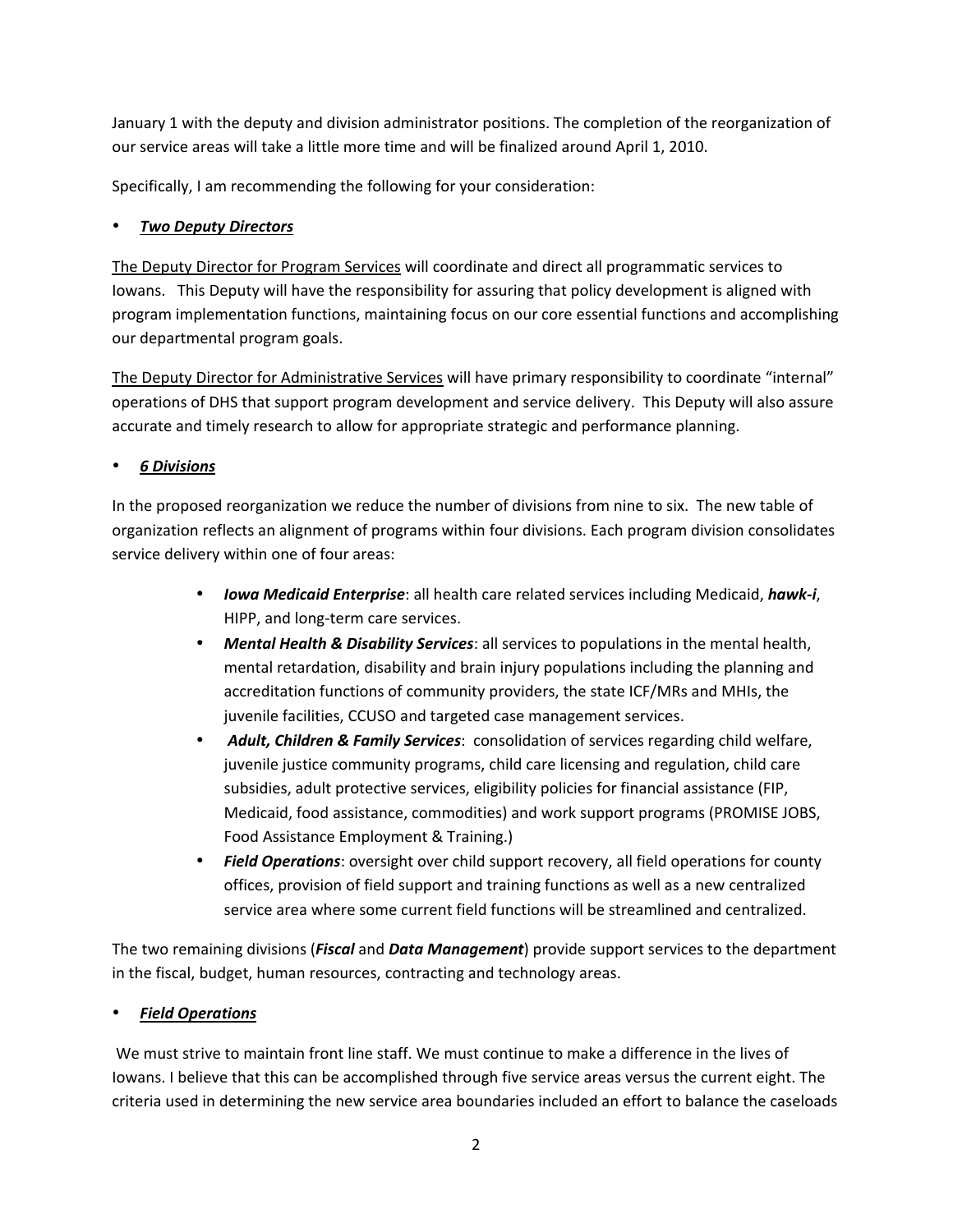January 1 with the deputy and division administrator positions. The completion of the reorganization of our service areas will take a little more time and will be finalized around April 1, 2010.

Specifically, I am recommending the following for your consideration:

- ***<u>Two Deputy Directors</u>***

<u>The Deputy Director for Program Services</u> will coordinate and direct all programmatic services to Iowans. This Deputy will have the responsibility for assuring that policy development is aligned with program implementation functions, maintaining focus on our core essential functions and accomplishing our departmental program goals.

<u>The Deputy Director for Administrative Services</u> will have primary responsibility to coordinate "internal" operations of DHS that support program development and service delivery. This Deputy will also assure accurate and timely research to allow for appropriate strategic and performance planning.

- ***<u>6 Divisions</u>***

In the proposed reorganization we reduce the number of divisions from nine to six. The new table of organization reflects an alignment of programs within four divisions. Each program division consolidates service delivery within one of four areas:

- ***Iowa Medicaid Enterprise***: all health care related services including Medicaid, ***hawk-i***, HIPP, and long-term care services.
- ***Mental Health & Disability Services***: all services to populations in the mental health, mental retardation, disability and brain injury populations including the planning and accreditation functions of community providers, the state ICF/MRs and MHIs, the juvenile facilities, CCUSO and targeted case management services.
- ***Adult, Children & Family Services***: consolidation of services regarding child welfare, juvenile justice community programs, child care licensing and regulation, child care subsidies, adult protective services, eligibility policies for financial assistance (FIP, Medicaid, food assistance, commodities) and work support programs (PROMISE JOBS, Food Assistance Employment & Training.)
- ***Field Operations***: oversight over child support recovery, all field operations for county offices, provision of field support and training functions as well as a new centralized service area where some current field functions will be streamlined and centralized.

The two remaining divisions (***Fiscal*** and ***Data Management***) provide support services to the department in the fiscal, budget, human resources, contracting and technology areas.

- ***<u>Field Operations</u>***

We must strive to maintain front line staff. We must continue to make a difference in the lives of Iowans. I believe that this can be accomplished through five service areas versus the current eight. The criteria used in determining the new service area boundaries included an effort to balance the caseloads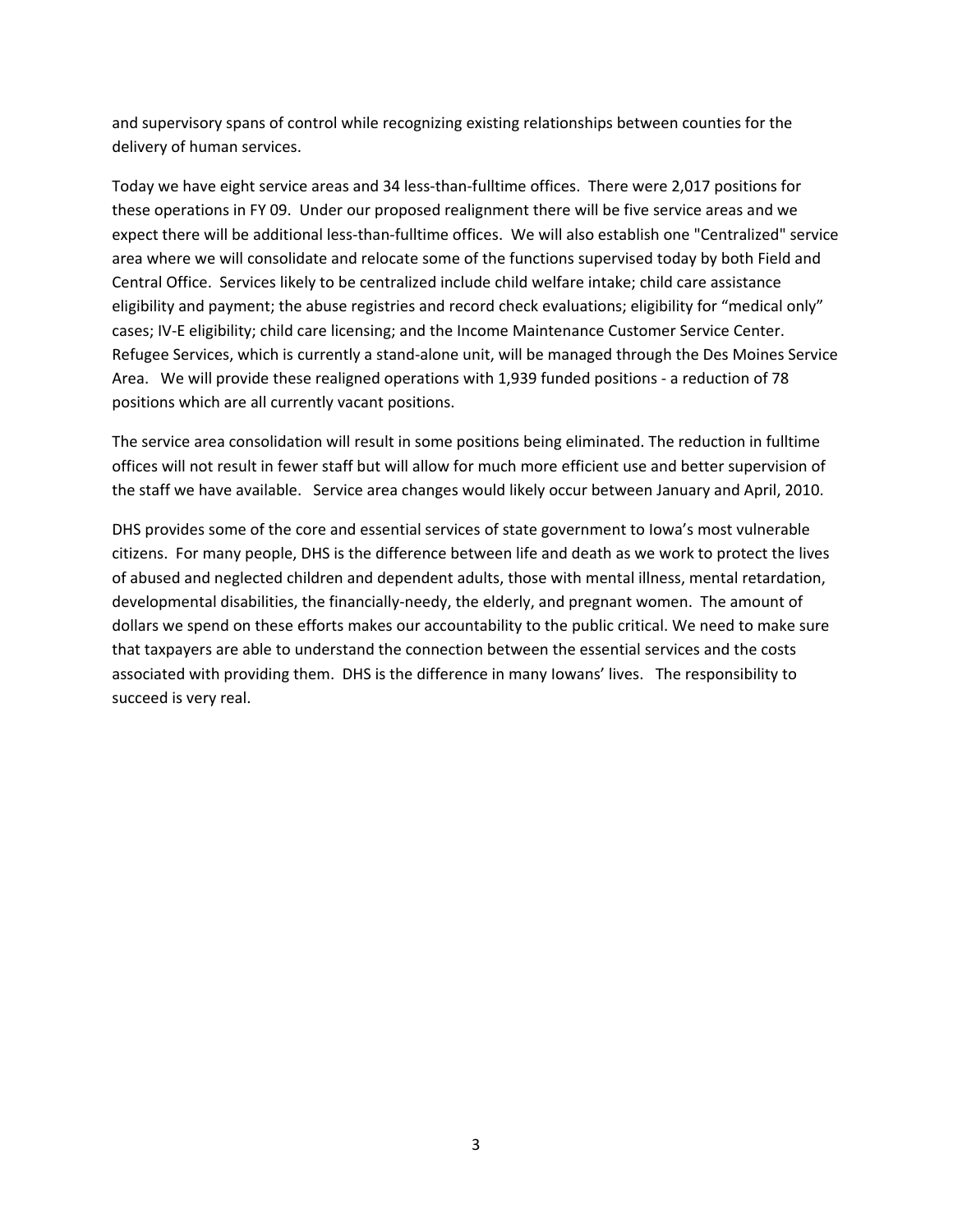and supervisory spans of control while recognizing existing relationships between counties for the delivery of human services.

Today we have eight service areas and 34 less-than-fulltime offices. There were 2,017 positions for these operations in FY 09. Under our proposed realignment there will be five service areas and we expect there will be additional less-than-fulltime offices. We will also establish one "Centralized" service area where we will consolidate and relocate some of the functions supervised today by both Field and Central Office. Services likely to be centralized include child welfare intake; child care assistance eligibility and payment; the abuse registries and record check evaluations; eligibility for "medical only" cases; IV-E eligibility; child care licensing; and the Income Maintenance Customer Service Center. Refugee Services, which is currently a stand-alone unit, will be managed through the Des Moines Service Area. We will provide these realigned operations with 1,939 funded positions - a reduction of 78 positions which are all currently vacant positions.

The service area consolidation will result in some positions being eliminated. The reduction in fulltime offices will not result in fewer staff but will allow for much more efficient use and better supervision of the staff we have available. Service area changes would likely occur between January and April, 2010.

DHS provides some of the core and essential services of state government to Iowa's most vulnerable citizens. For many people, DHS is the difference between life and death as we work to protect the lives of abused and neglected children and dependent adults, those with mental illness, mental retardation, developmental disabilities, the financially-needy, the elderly, and pregnant women. The amount of dollars we spend on these efforts makes our accountability to the public critical. We need to make sure that taxpayers are able to understand the connection between the essential services and the costs associated with providing them. DHS is the difference in many Iowans' lives. The responsibility to succeed is very real.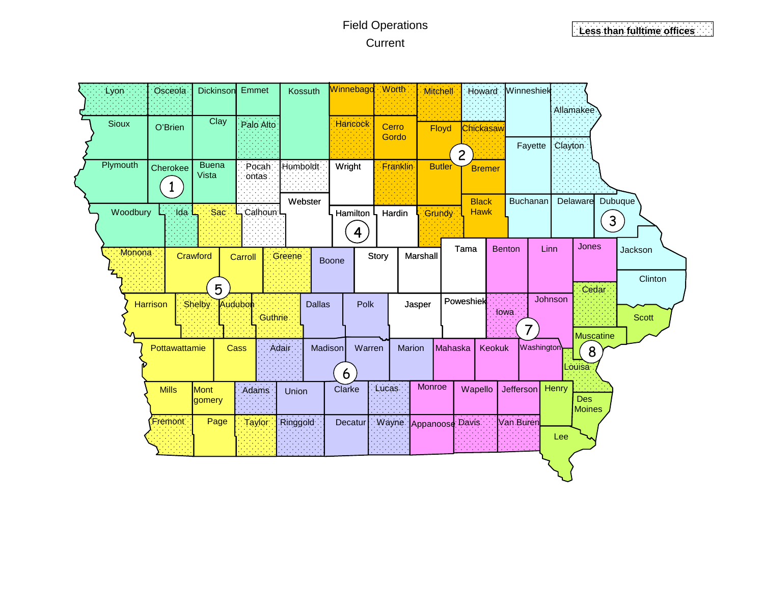Field Operations

Current

Less than fulltime offices

Lyon, Osceola, Dickinson, Emmet, Kossuth, Winnebago, Worth, Mitchell, Howard, Winneshiek, Allamakee

Sioux, O'Brien, Clay, Palo Alto, Hancock, Cerro Gordo, Floyd, Chickasaw, Fayette, Clayton

Plymouth, Cherokee, Buena Vista, Pocahontas, Humboldt, Wright, Franklin, Butler, Bremer

1, 2

Woodbury, Ida, Sac, Calhoun, Webster, Hamilton, Hardin, Grundy, Black Hawk, Buchanan, Delaware, Dubuque

3, 4

Monona, Crawford, Carroll, Greene, Boone, Story, Marshall, Tama, Benton, Linn, Jones, Jackson, Clinton

5

Harrison, Shelby, Audubon, Guthrie, Dallas, Polk, Jasper, Poweshiek, Iowa, Johnson, Cedar, Scott

7

Pottawattamie, Cass, Adair, Madison, Warren, Marion, Mahaska, Keokuk, Washington, Muscatine, Louisa

6, 8

Mills, Montgomery, Adams, Union, Clarke, Lucas, Monroe, Wapello, Jefferson, Henry, Des Moines

Fremont, Page, Taylor, Ringgold, Decatur, Wayne, Appanoose, Davis, Van Buren, Lee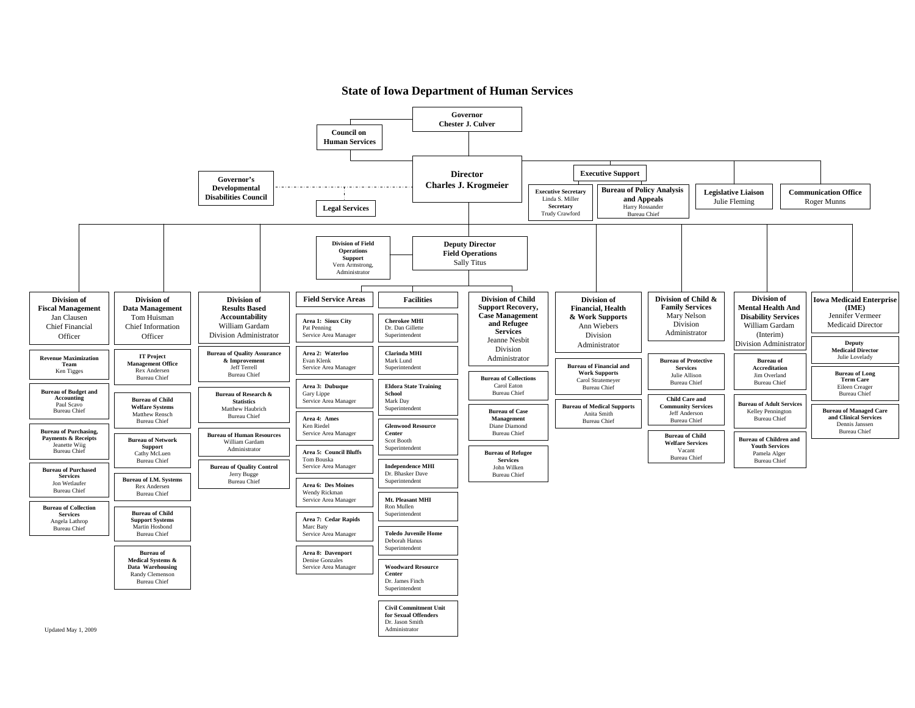# State of Iowa Department of Human Services

- **Governor** – Chester J. Culver
  - **Council on Human Services**
  - **Director** – Charles J. Krogmeier
    - **Governor's Developmental Disabilities Council**
    - **Legal Services**
    - **Executive Support**
      - **Executive Secretary** – Linda S. Miller
      - **Secretary** – Trudy Crawford
      - **Bureau of Policy Analysis and Appeals** – Harry Rossander, Bureau Chief
    - **Legislative Liaison** – Julie Fleming
    - **Communication Office** – Roger Munns
    - **Deputy Director Field Operations** – Sally Titus
      - **Division of Field Operations Support** – Vern Armstrong, Administrator
      - **Field Service Areas**
        - **Area 1: Sioux City** – Pat Penning, Service Area Manager
        - **Area 2: Waterloo** – Evan Klenk, Service Area Manager
        - **Area 3: Dubuque** – Gary Lippe, Service Area Manager
        - **Area 4: Ames** – Ken Riedel, Service Area Manager
        - **Area 5: Council Bluffs** – Tom Bouska, Service Area Manager
        - **Area 6: Des Moines** – Wendy Rickman, Service Area Manager
        - **Area 7: Cedar Rapids** – Marc Baty, Service Area Manager
        - **Area 8: Davenport** – Denise Gonzales, Service Area Manager
      - **Facilities**
        - **Cherokee MHI** – Dr. Dan Gillette, Superintendent
        - **Clarinda MHI** – Mark Lund, Superintendent
        - **Eldora State Training School** – Mark Day, Superintendent
        - **Glenwood Resource Center** – Scot Booth, Superintendent
        - **Independence MHI** – Dr. Bhasker Dave, Superintendent
        - **Mt. Pleasant MHI** – Ron Mullen, Superintendent
        - **Toledo Juvenile Home** – Deborah Hanus, Superintendent
        - **Woodward Resource Center** – Dr. James Finch, Superintendent
        - **Civil Commitment Unit for Sexual Offenders** – Dr. Jason Smith, Administrator
    - **Division of Fiscal Management** – Jan Clausen, Chief Financial Officer
      - **Revenue Maximization Team** – Ken Tigges
      - **Bureau of Budget and Accounting** – Paul Scavo, Bureau Chief
      - **Bureau of Purchasing, Payments & Receipts** – Jeanette Wiig, Bureau Chief
      - **Bureau of Purchased Services** – Jon Wetlaufer, Bureau Chief
      - **Bureau of Collection Services** – Angela Lathrop, Bureau Chief
    - **Division of Data Management** – Tom Huisman, Chief Information Officer
      - **IT Project Management Office** – Rex Andersen, Bureau Chief
      - **Bureau of Child Welfare Systems** – Matthew Rensch, Bureau Chief
      - **Bureau of Network Support** – Cathy McLuen, Bureau Chief
      - **Bureau of I.M. Systems** – Rex Andersen, Bureau Chief
      - **Bureau of Child Support Systems** – Martin Hosbond, Bureau Chief
      - **Bureau of Medical Systems & Data Warehousing** – Randy Clemenson, Bureau Chief
    - **Division of Results Based Accountability** – William Gardam, Division Administrator
      - **Bureau of Quality Assurance & Improvement** – Jeff Terrell, Bureau Chief
      - **Bureau of Research & Statistics** – Matthew Haubrich, Bureau Chief
      - **Bureau of Human Resources** – William Gardam, Administrator
      - **Bureau of Quality Control** – Jerry Bugge, Bureau Chief
    - **Division of Child Support Recovery, Case Management and Refugee Services** – Jeanne Nesbit, Division Administrator
      - **Bureau of Collections** – Carol Eaton, Bureau Chief
      - **Bureau of Case Management** – Diane Diamond, Bureau Chief
      - **Bureau of Refugee Services** – John Wilken, Bureau Chief
    - **Division of Financial, Health & Work Supports** – Ann Wiebers, Division Administrator
      - **Bureau of Financial and Work Supports** – Carol Stratemeyer, Bureau Chief
      - **Bureau of Medical Supports** – Anita Smith, Bureau Chief
    - **Division of Child & Family Services** – Mary Nelson, Division Administrator
      - **Bureau of Protective Services** – Julie Allison, Bureau Chief
      - **Child Care and Community Services** – Jeff Anderson, Bureau Chief
      - **Bureau of Child Welfare Services** – Vacant, Bureau Chief
    - **Division of Mental Health And Disability Services** – William Gardam (Interim), Division Administrator
      - **Bureau of Accreditation** – Jim Overland, Bureau Chief
      - **Bureau of Adult Services** – Kelley Pennington, Bureau Chief
      - **Bureau of Children and Youth Services** – Pamela Alger, Bureau Chief
    - **Iowa Medicaid Enterprise (IME)** – Jennifer Vermeer, Medicaid Director
      - **Deputy Medicaid Director** – Julie Lovelady
      - **Bureau of Long Term Care** – Eileen Creager, Bureau Chief
      - **Bureau of Managed Care and Clinical Services** – Dennis Janssen, Bureau Chief

Updated May 1, 2009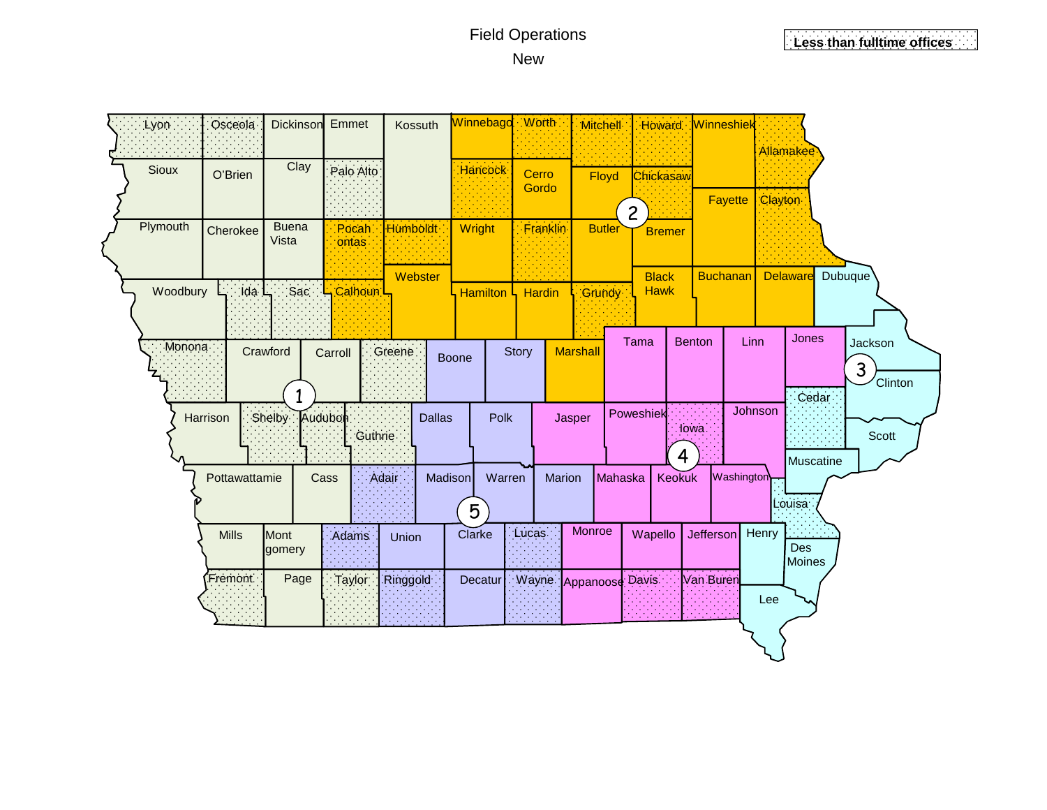# Field Operations

New

Less than fulltime offices

Lyon, Osceola, Dickinson, Emmet, Kossuth, Winnebago, Worth, Mitchell, Howard, Winneshiek, Allamakee

Sioux, O'Brien, Clay, Palo Alto, Hancock, Cerro Gordo, Floyd, Chickasaw, Fayette, Clayton

Plymouth, Cherokee, Buena Vista, Pocahontas, Humboldt, Wright, Franklin, Butler, Bremer

Woodbury, Ida, Sac, Calhoun, Webster, Hamilton, Hardin, Grundy, Black Hawk, Buchanan, Delaware, Dubuque

Monona, Crawford, Carroll, Greene, Boone, Story, Marshall, Tama, Benton, Linn, Jones, Jackson, Clinton

Harrison, Shelby, Audubon, Guthrie, Dallas, Polk, Jasper, Poweshiek, Iowa, Johnson, Cedar, Scott

Pottawattamie, Cass, Adair, Madison, Warren, Marion, Mahaska, Keokuk, Washington, Muscatine, Louisa

Mills, Montgomery, Adams, Union, Clarke, Lucas, Monroe, Wapello, Jefferson, Henry, Des Moines

Fremont, Page, Taylor, Ringgold, Decatur, Wayne, Appanoose, Davis, Van Buren, Lee

1 2 3 4 5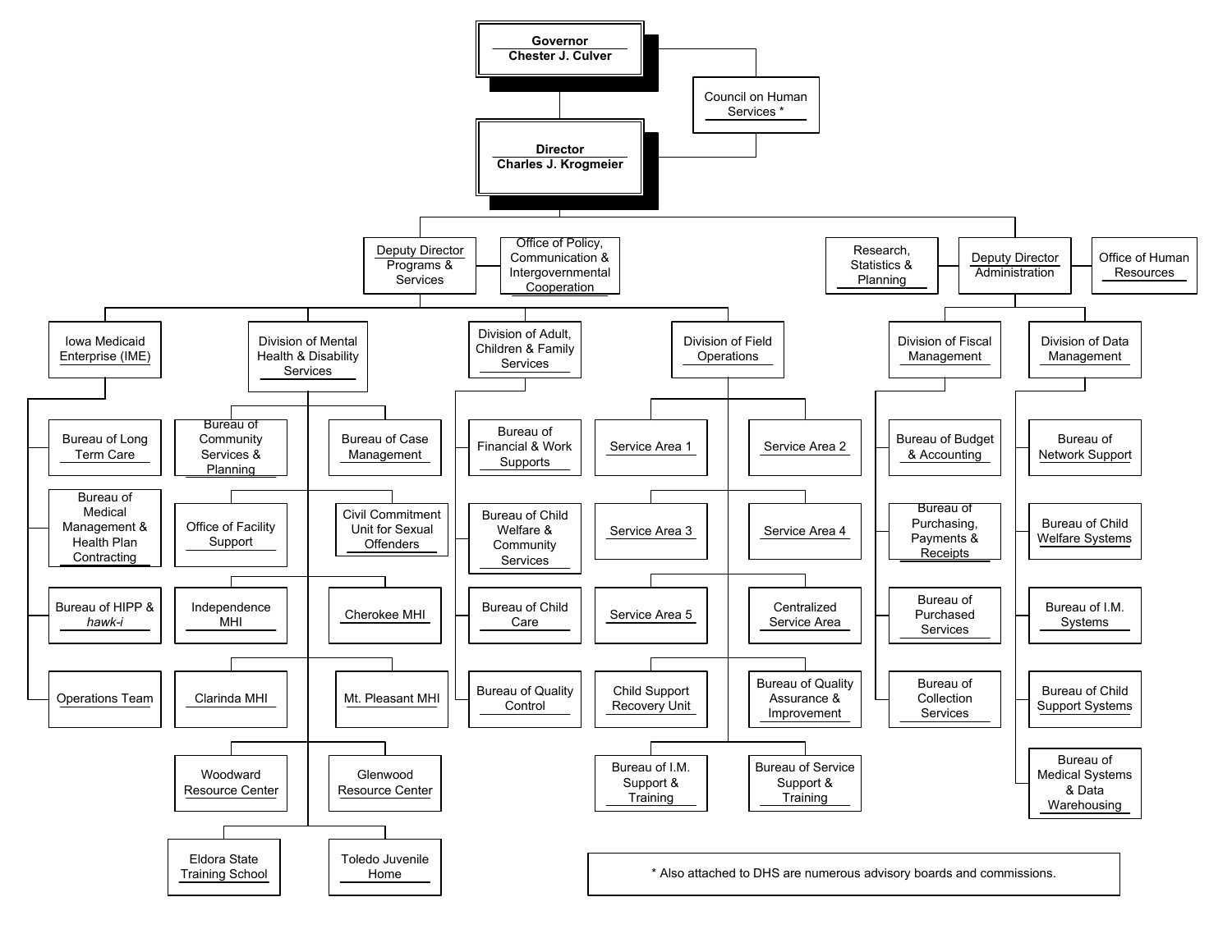**Governor**
**Chester J. Culver**

Council on Human Services *

**Director**
**Charles J. Krogmeier**

Deputy Director Programs & Services

Office of Policy, Communication & Intergovernmental Cooperation

Research, Statistics & Planning

Deputy Director Administration

Office of Human Resources

Iowa Medicaid Enterprise (IME)

- Bureau of Long Term Care
- Bureau of Medical Management & Health Plan Contracting
- Bureau of HIPP & *hawk-i*
- Operations Team

Division of Mental Health & Disability Services

- Bureau of Community Services & Planning
- Bureau of Case Management
- Office of Facility Support
- Civil Commitment Unit for Sexual Offenders
- Independence MHI
- Cherokee MHI
- Clarinda MHI
- Mt. Pleasant MHI
- Woodward Resource Center
- Glenwood Resource Center
- Eldora State Training School
- Toledo Juvenile Home

Division of Adult, Children & Family Services

- Bureau of Financial & Work Supports
- Bureau of Child Welfare & Community Services
- Bureau of Child Care
- Bureau of Quality Control

Division of Field Operations

- Service Area 1
- Service Area 2
- Service Area 3
- Service Area 4
- Service Area 5
- Centralized Service Area
- Child Support Recovery Unit
- Bureau of Quality Assurance & Improvement
- Bureau of I.M. Support & Training
- Bureau of Service Support & Training

Division of Fiscal Management

- Bureau of Budget & Accounting
- Bureau of Purchasing, Payments & Receipts
- Bureau of Purchased Services
- Bureau of Collection Services

Division of Data Management

- Bureau of Network Support
- Bureau of Child Welfare Systems
- Bureau of I.M. Systems
- Bureau of Child Support Systems
- Bureau of Medical Systems & Data Warehousing

* Also attached to DHS are numerous advisory boards and commissions.